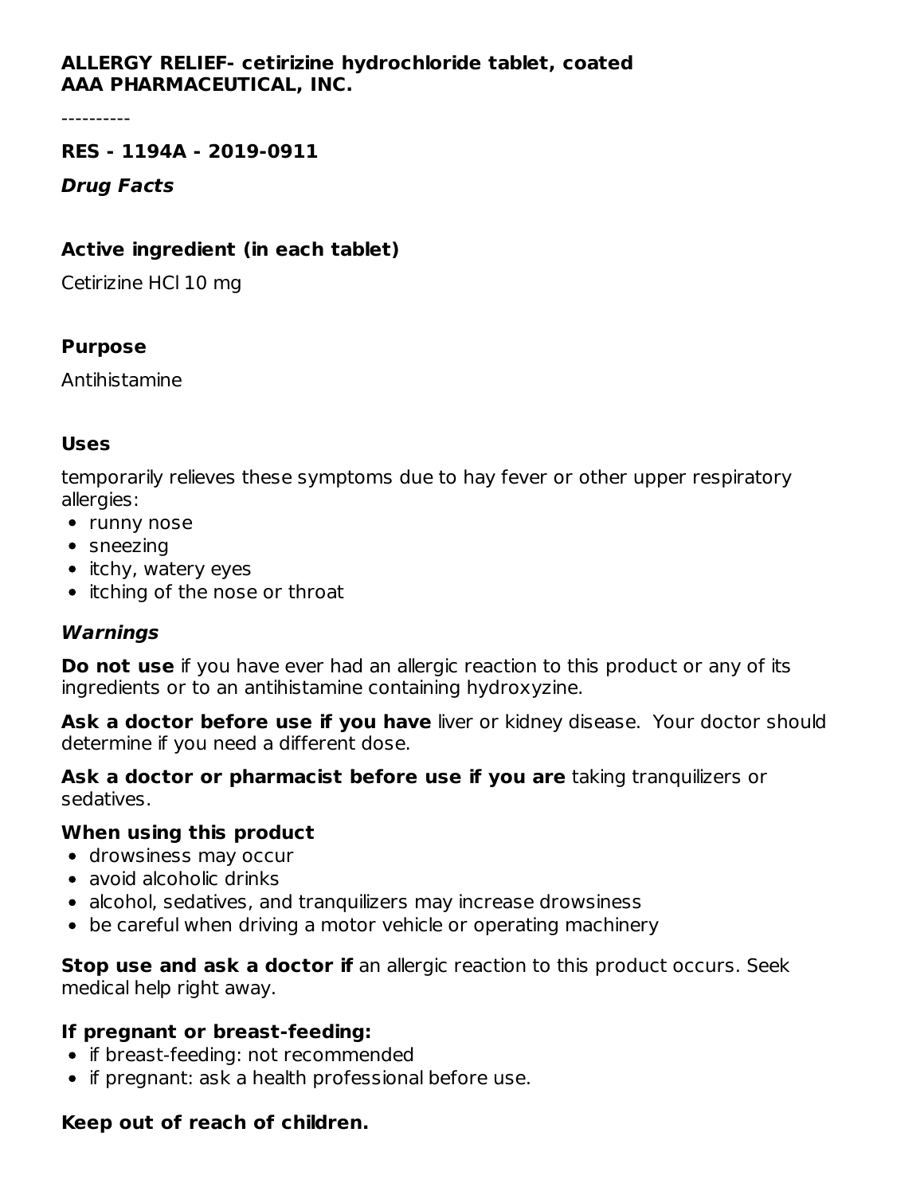**ALLERGY RELIEF- cetirizine hydrochloride tablet, coated**
**AAA PHARMACEUTICAL, INC.**

----------

**RES - 1194A - 2019-0911**

***Drug Facts***

### Active ingredient (in each tablet)

Cetirizine HCl 10 mg

### Purpose

Antihistamine

### Uses

temporarily relieves these symptoms due to hay fever or other upper respiratory allergies:

- runny nose
- sneezing
- itchy, watery eyes
- itching of the nose or throat

### *Warnings*

**Do not use** if you have ever had an allergic reaction to this product or any of its ingredients or to an antihistamine containing hydroxyzine.

**Ask a doctor before use if you have** liver or kidney disease. Your doctor should determine if you need a different dose.

**Ask a doctor or pharmacist before use if you are** taking tranquilizers or sedatives.

**When using this product**

- drowsiness may occur
- avoid alcoholic drinks
- alcohol, sedatives, and tranquilizers may increase drowsiness
- be careful when driving a motor vehicle or operating machinery

**Stop use and ask a doctor if** an allergic reaction to this product occurs. Seek medical help right away.

**If pregnant or breast-feeding:**

- if breast-feeding: not recommended
- if pregnant: ask a health professional before use.

**Keep out of reach of children.**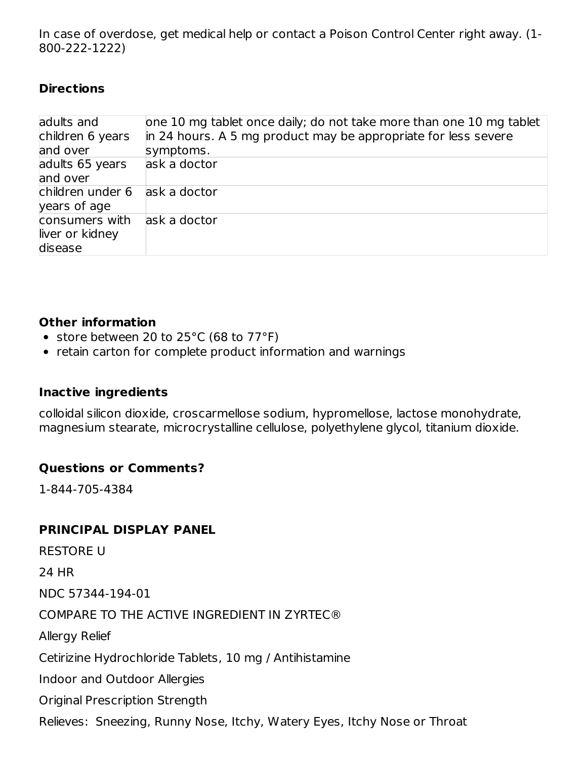In case of overdose, get medical help or contact a Poison Control Center right away. (1-800-222-1222)

### Directions

| | |
|---|---|
| adults and children 6 years and over | one 10 mg tablet once daily; do not take more than one 10 mg tablet in 24 hours. A 5 mg product may be appropriate for less severe symptoms. |
| adults 65 years and over | ask a doctor |
| children under 6 years of age | ask a doctor |
| consumers with liver or kidney disease | ask a doctor |

### Other information

- store between 20 to 25°C (68 to 77°F)
- retain carton for complete product information and warnings

### Inactive ingredients

colloidal silicon dioxide, croscarmellose sodium, hypromellose, lactose monohydrate, magnesium stearate, microcrystalline cellulose, polyethylene glycol, titanium dioxide.

### Questions or Comments?

1-844-705-4384

### PRINCIPAL DISPLAY PANEL

RESTORE U

24 HR

NDC 57344-194-01

COMPARE TO THE ACTIVE INGREDIENT IN ZYRTEC®

Allergy Relief

Cetirizine Hydrochloride Tablets, 10 mg / Antihistamine

Indoor and Outdoor Allergies

Original Prescription Strength

Relieves: Sneezing, Runny Nose, Itchy, Watery Eyes, Itchy Nose or Throat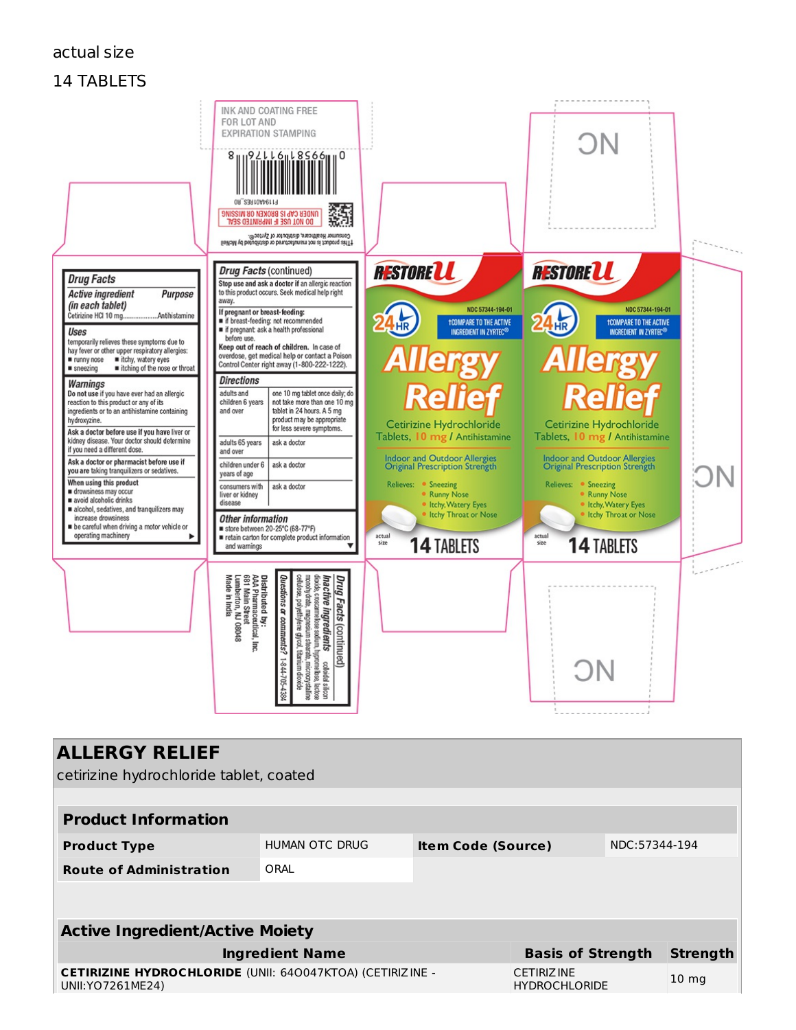actual size

14 TABLETS

INK AND COATING FREE FOR LOT AND EXPIRATION STAMPING

8 95681 91176 0

F19A01RES_R0

DO NOT USE IF IMPRINTED SEAL UNDER CAP IS BROKEN OR MISSING

†This product is not manufactured or distributed by McNeil Consumer Healthcare, distributor of Zyrtec®.

**Drug Facts**

| **Active ingredient (in each tablet)** | **Purpose** |
|---|---|
| Cetirizine HCl 10 mg | Antihistamine |

**Uses**

temporarily relieves these symptoms due to hay fever or other upper respiratory allergies:

- runny nose
- itchy, watery eyes
- sneezing
- itching of the nose or throat

**Warnings**

**Do not use** if you have ever had an allergic reaction to this product or any of its ingredients or to an antihistamine containing hydroxyzine.

**Ask a doctor before use if you have** liver or kidney disease. Your doctor should determine if you need a different dose.

**Ask a doctor or pharmacist before use if you are** taking tranquilizers or sedatives.

**When using this product**

- drowsiness may occur
- avoid alcoholic drinks
- alcohol, sedatives, and tranquilizers may increase drowsiness
- be careful when driving a motor vehicle or operating machinery

**Drug Facts** (continued)

**Stop use and ask a doctor if** an allergic reaction to this product occurs. Seek medical help right away.

**If pregnant or breast-feeding:**

- if breast-feeding: not recommended
- if pregnant: ask a health professional before use.

**Keep out of reach of children.** In case of overdose, get medical help or contact a Poison Control Center right away (1-800-222-1222).

**Directions**

| | |
|---|---|
| adults and children 6 years and over | one 10 mg tablet once daily; do not take more than one 10 mg tablet in 24 hours. A 5 mg product may be appropriate for less severe symptoms. |
| adults 65 years and over | ask a doctor |
| children under 6 years of age | ask a doctor |
| consumers with liver or kidney disease | ask a doctor |

**Other information**

- store between 20-25°C (68-77°F)
- retain carton for complete product information and warnings

**Drug Facts** (continued)

**Inactive ingredients** colloidal silicon dioxide, croscarmellose sodium, hypromellose, lactose monohydrate, magnesium stearate, microcrystalline cellulose, polyethylene glycol, titanium dioxide

**Questions or comments?** 1-844-705-4384

**Distributed by:**
AAA Pharmaceutical, Inc.
681 Main Street
Lumberton, NJ 08048
Made in India

RESTORE U

NDC 57344-194-01

24 HR

†COMPARE TO THE ACTIVE INGREDIENT IN ZYRTEC®

# Allergy Relief

Cetirizine Hydrochloride Tablets, 10 mg / Antihistamine

Indoor and Outdoor Allergies
Original Prescription Strength

Relieves:
- Sneezing
- Runny Nose
- Itchy, Watery Eyes
- Itchy Throat or Nose

actual size

14 TABLETS

NC

## ALLERGY RELIEF

cetirizine hydrochloride tablet, coated

| **Product Information** | | | |
|---|---|---|---|
| **Product Type** | HUMAN OTC DRUG | **Item Code (Source)** | NDC:57344-194 |
| **Route of Administration** | ORAL | | |

| **Active Ingredient/Active Moiety** | | |
|---|---|---|
| **Ingredient Name** | **Basis of Strength** | **Strength** |
| **CETIRIZINE HYDROCHLORIDE** (UNII: 64O047KTOA) (CETIRIZINE - UNII:YO7261ME24) | CETIRIZINE HYDROCHLORIDE | 10 mg |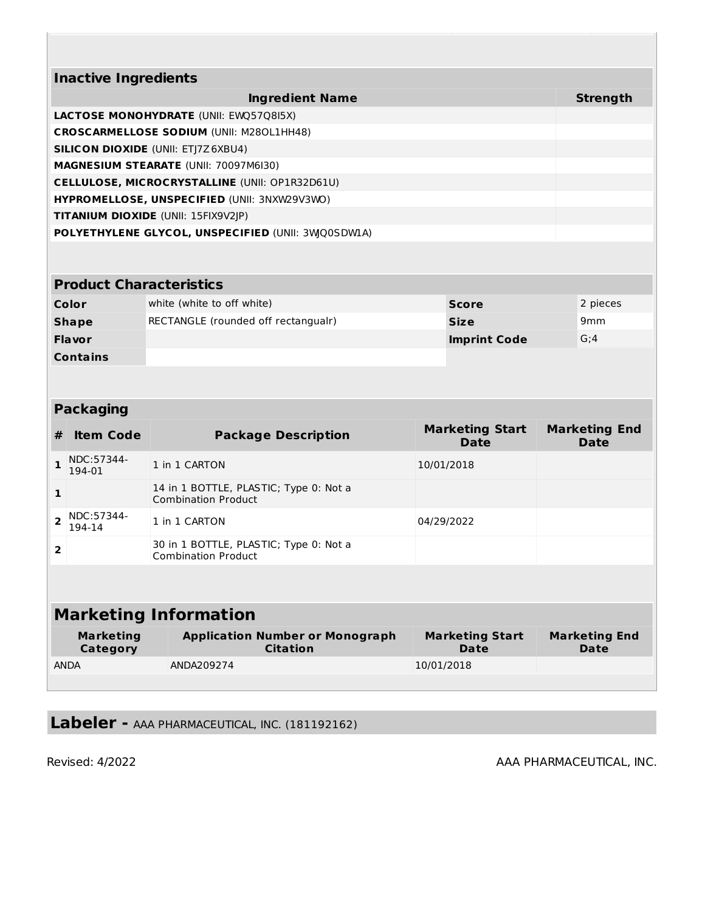## Inactive Ingredients

| Ingredient Name | Strength |
| --- | --- |
| **LACTOSE MONOHYDRATE** (UNII: EWQ57Q8I5X) | |
| **CROSCARMELLOSE SODIUM** (UNII: M28OL1HH48) | |
| **SILICON DIOXIDE** (UNII: ETJ7Z6XBU4) | |
| **MAGNESIUM STEARATE** (UNII: 70097M6I30) | |
| **CELLULOSE, MICROCRYSTALLINE** (UNII: OP1R32D61U) | |
| **HYPROMELLOSE, UNSPECIFIED** (UNII: 3NXW29V3WO) | |
| **TITANIUM DIOXIDE** (UNII: 15FIX9V2JP) | |
| **POLYETHYLENE GLYCOL, UNSPECIFIED** (UNII: 3WJQ0SDW1A) | |

## Product Characteristics

| | | | |
| --- | --- | --- | --- |
| **Color** | white (white to off white) | **Score** | 2 pieces |
| **Shape** | RECTANGLE (rounded off rectangualr) | **Size** | 9mm |
| **Flavor** | | **Imprint Code** | G;4 |
| **Contains** | | | |

## Packaging

| # | Item Code | Package Description | Marketing Start Date | Marketing End Date |
| --- | --- | --- | --- | --- |
| 1 | NDC:57344-194-01 | 1 in 1 CARTON | 10/01/2018 | |
| 1 | | 14 in 1 BOTTLE, PLASTIC; Type 0: Not a Combination Product | | |
| 2 | NDC:57344-194-14 | 1 in 1 CARTON | 04/29/2022 | |
| 2 | | 30 in 1 BOTTLE, PLASTIC; Type 0: Not a Combination Product | | |

## Marketing Information

| Marketing Category | Application Number or Monograph Citation | Marketing Start Date | Marketing End Date |
| --- | --- | --- | --- |
| ANDA | ANDA209274 | 10/01/2018 | |

## Labeler - AAA PHARMACEUTICAL, INC. (181192162)

Revised: 4/2022

AAA PHARMACEUTICAL, INC.